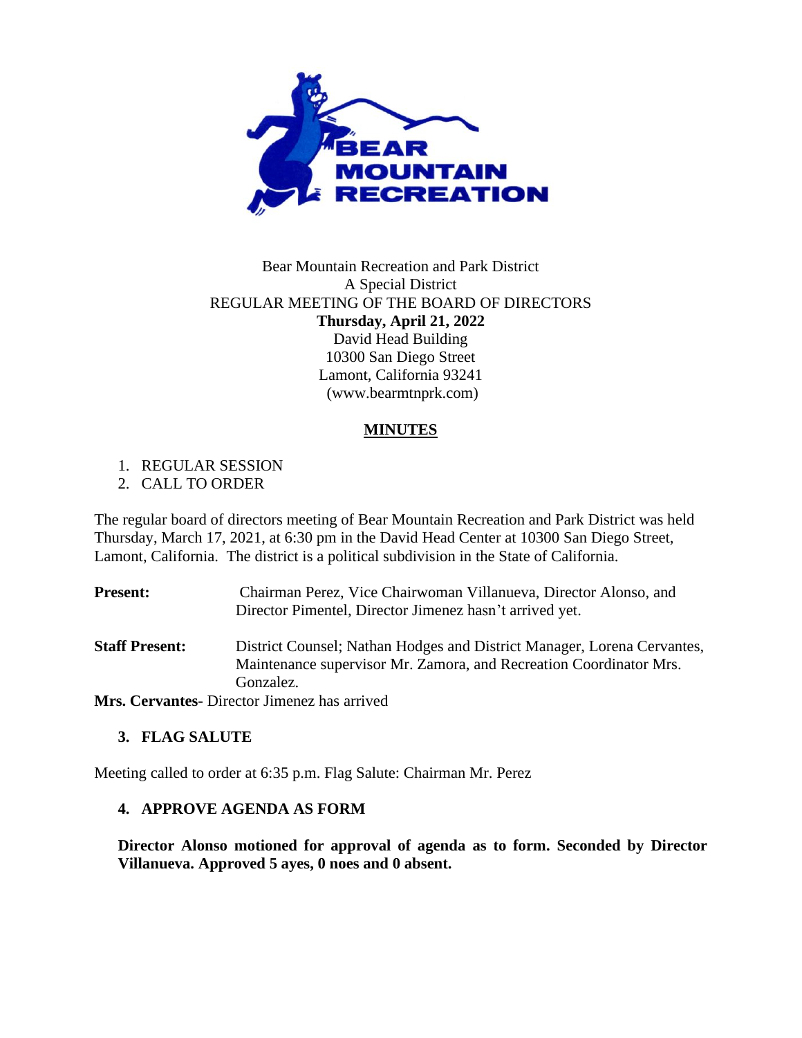Bear Mountain Recreation and Park District
A Special District
REGULAR MEETING OF THE BOARD OF DIRECTORS
**Thursday, April 21, 2022**
David Head Building
10300 San Diego Street
Lamont, California 93241
(www.bearmtnprk.com)

# MINUTES

1. REGULAR SESSION
2. CALL TO ORDER

The regular board of directors meeting of Bear Mountain Recreation and Park District was held Thursday, March 17, 2021, at 6:30 pm in the David Head Center at 10300 San Diego Street, Lamont, California. The district is a political subdivision in the State of California.

**Present:** Chairman Perez, Vice Chairwoman Villanueva, Director Alonso, and Director Pimentel, Director Jimenez hasn't arrived yet.

**Staff Present:** District Counsel; Nathan Hodges and District Manager, Lorena Cervantes, Maintenance supervisor Mr. Zamora, and Recreation Coordinator Mrs. Gonzalez.

**Mrs. Cervantes**- Director Jimenez has arrived

### 3. FLAG SALUTE

Meeting called to order at 6:35 p.m. Flag Salute: Chairman Mr. Perez

### 4. APPROVE AGENDA AS FORM

**Director Alonso motioned for approval of agenda as to form. Seconded by Director Villanueva. Approved 5 ayes, 0 noes and 0 absent.**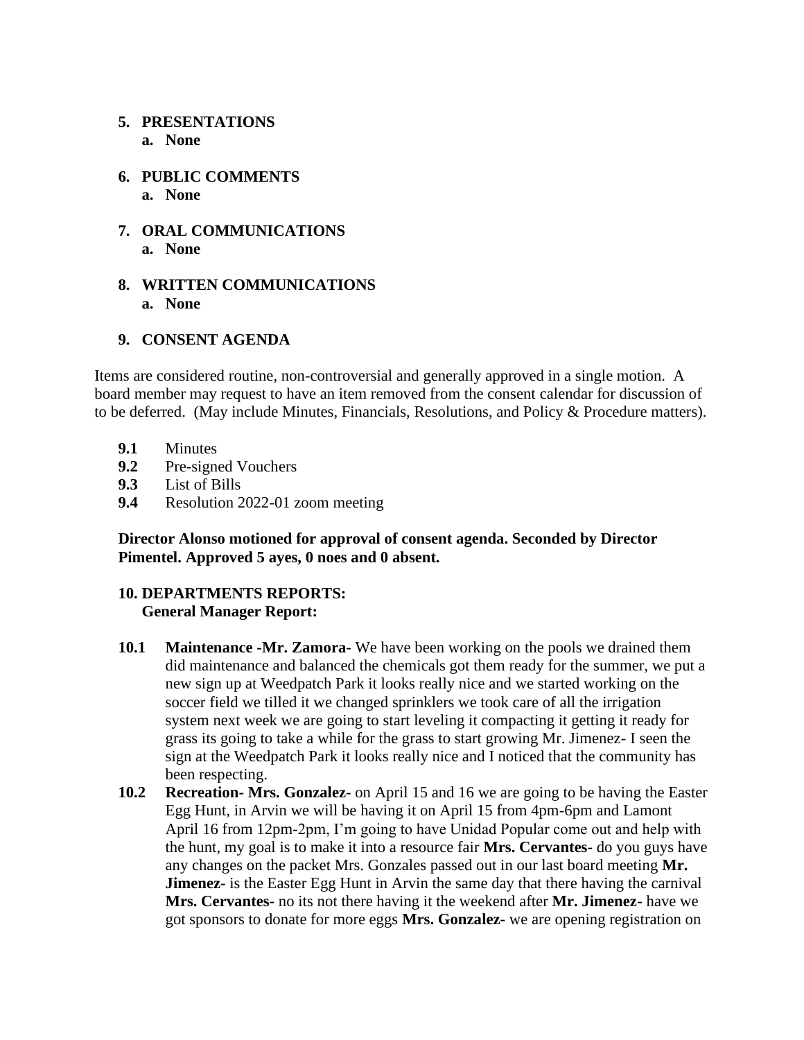5. **PRESENTATIONS**
   a. **None**

6. **PUBLIC COMMENTS**
   a. **None**

7. **ORAL COMMUNICATIONS**
   a. **None**

8. **WRITTEN COMMUNICATIONS**
   a. **None**

9. **CONSENT AGENDA**

Items are considered routine, non-controversial and generally approved in a single motion. A board member may request to have an item removed from the consent calendar for discussion of to be deferred. (May include Minutes, Financials, Resolutions, and Policy & Procedure matters).

**9.1** Minutes
**9.2** Pre-signed Vouchers
**9.3** List of Bills
**9.4** Resolution 2022-01 zoom meeting

**Director Alonso motioned for approval of consent agenda. Seconded by Director Pimentel. Approved 5 ayes, 0 noes and 0 absent.**

10. **DEPARTMENTS REPORTS:**
    **General Manager Report:**

**10.1** **Maintenance -Mr. Zamora-** We have been working on the pools we drained them did maintenance and balanced the chemicals got them ready for the summer, we put a new sign up at Weedpatch Park it looks really nice and we started working on the soccer field we tilled it we changed sprinklers we took care of all the irrigation system next week we are going to start leveling it compacting it getting it ready for grass its going to take a while for the grass to start growing Mr. Jimenez- I seen the sign at the Weedpatch Park it looks really nice and I noticed that the community has been respecting.

**10.2** **Recreation- Mrs. Gonzalez-** on April 15 and 16 we are going to be having the Easter Egg Hunt, in Arvin we will be having it on April 15 from 4pm-6pm and Lamont April 16 from 12pm-2pm, I'm going to have Unidad Popular come out and help with the hunt, my goal is to make it into a resource fair **Mrs. Cervantes-** do you guys have any changes on the packet Mrs. Gonzales passed out in our last board meeting **Mr. Jimenez-** is the Easter Egg Hunt in Arvin the same day that there having the carnival **Mrs. Cervantes-** no its not there having it the weekend after **Mr. Jimenez-** have we got sponsors to donate for more eggs **Mrs. Gonzalez-** we are opening registration on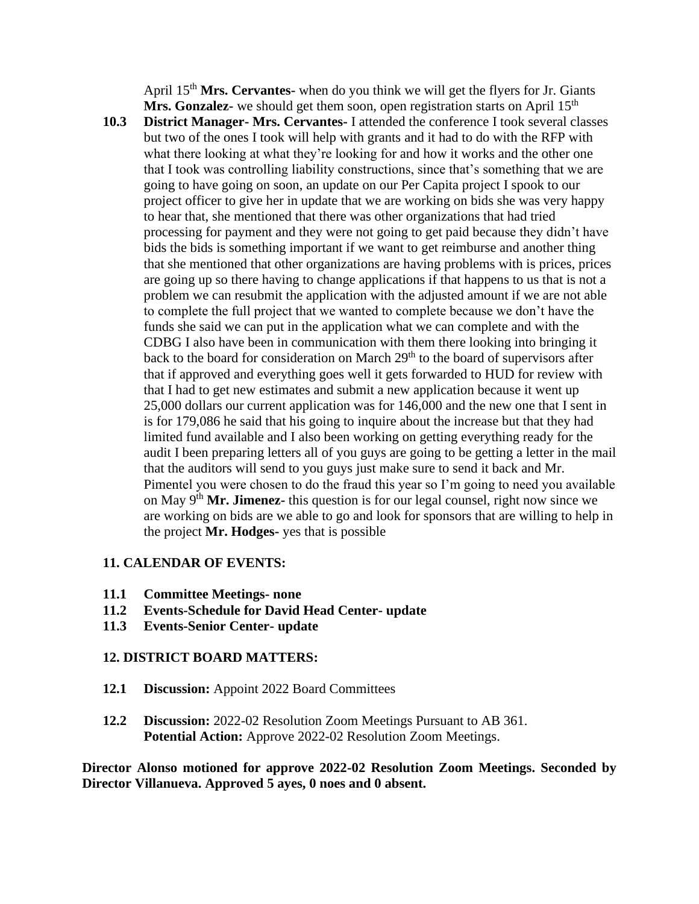April 15th **Mrs. Cervantes-** when do you think we will get the flyers for Jr. Giants **Mrs. Gonzalez-** we should get them soon, open registration starts on April 15th

**10.3 District Manager- Mrs. Cervantes-** I attended the conference I took several classes but two of the ones I took will help with grants and it had to do with the RFP with what there looking at what they're looking for and how it works and the other one that I took was controlling liability constructions, since that's something that we are going to have going on soon, an update on our Per Capita project I spook to our project officer to give her in update that we are working on bids she was very happy to hear that, she mentioned that there was other organizations that had tried processing for payment and they were not going to get paid because they didn't have bids the bids is something important if we want to get reimburse and another thing that she mentioned that other organizations are having problems with is prices, prices are going up so there having to change applications if that happens to us that is not a problem we can resubmit the application with the adjusted amount if we are not able to complete the full project that we wanted to complete because we don't have the funds she said we can put in the application what we can complete and with the CDBG I also have been in communication with them there looking into bringing it back to the board for consideration on March 29th to the board of supervisors after that if approved and everything goes well it gets forwarded to HUD for review with that I had to get new estimates and submit a new application because it went up 25,000 dollars our current application was for 146,000 and the new one that I sent in is for 179,086 he said that his going to inquire about the increase but that they had limited fund available and I also been working on getting everything ready for the audit I been preparing letters all of you guys are going to be getting a letter in the mail that the auditors will send to you guys just make sure to send it back and Mr. Pimentel you were chosen to do the fraud this year so I'm going to need you available on May 9th **Mr. Jimenez-** this question is for our legal counsel, right now since we are working on bids are we able to go and look for sponsors that are willing to help in the project **Mr. Hodges-** yes that is possible

## 11. CALENDAR OF EVENTS:

**11.1 Committee Meetings- none**

**11.2 Events-Schedule for David Head Center- update**

**11.3 Events-Senior Center- update**

## 12. DISTRICT BOARD MATTERS:

**12.1 Discussion:** Appoint 2022 Board Committees

**12.2 Discussion:** 2022-02 Resolution Zoom Meetings Pursuant to AB 361.
**Potential Action:** Approve 2022-02 Resolution Zoom Meetings.

**Director Alonso motioned for approve 2022-02 Resolution Zoom Meetings. Seconded by Director Villanueva. Approved 5 ayes, 0 noes and 0 absent.**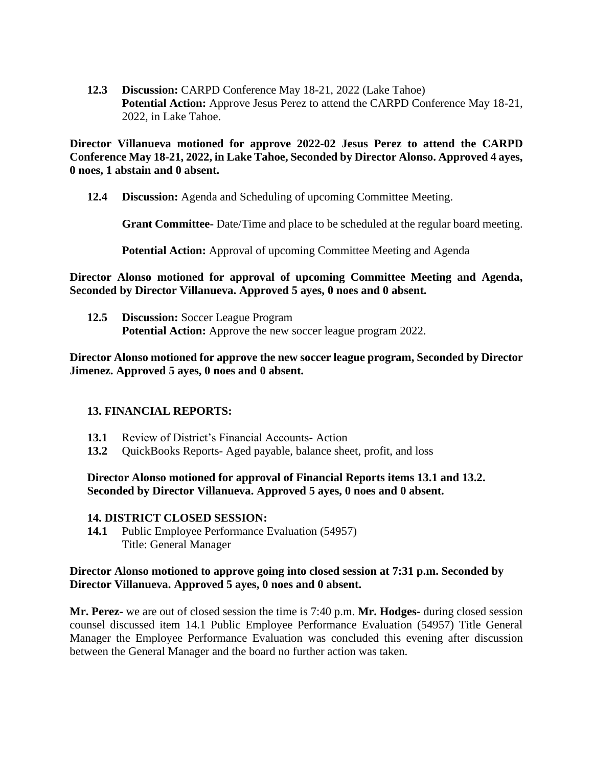**12.3** **Discussion:** CARPD Conference May 18-21, 2022 (Lake Tahoe)
**Potential Action:** Approve Jesus Perez to attend the CARPD Conference May 18-21, 2022, in Lake Tahoe.

**Director Villanueva motioned for approve 2022-02 Jesus Perez to attend the CARPD Conference May 18-21, 2022, in Lake Tahoe, Seconded by Director Alonso. Approved 4 ayes, 0 noes, 1 abstain and 0 absent.**

**12.4** **Discussion:** Agenda and Scheduling of upcoming Committee Meeting.

**Grant Committee-** Date/Time and place to be scheduled at the regular board meeting.

**Potential Action:** Approval of upcoming Committee Meeting and Agenda

**Director Alonso motioned for approval of upcoming Committee Meeting and Agenda, Seconded by Director Villanueva. Approved 5 ayes, 0 noes and 0 absent.**

**12.5** **Discussion:** Soccer League Program
**Potential Action:** Approve the new soccer league program 2022.

**Director Alonso motioned for approve the new soccer league program, Seconded by Director Jimenez. Approved 5 ayes, 0 noes and 0 absent.**

## 13. FINANCIAL REPORTS:

**13.1** Review of District's Financial Accounts- Action
**13.2** QuickBooks Reports- Aged payable, balance sheet, profit, and loss

**Director Alonso motioned for approval of Financial Reports items 13.1 and 13.2. Seconded by Director Villanueva. Approved 5 ayes, 0 noes and 0 absent.**

## 14. DISTRICT CLOSED SESSION:

**14.1** Public Employee Performance Evaluation (54957)
Title: General Manager

**Director Alonso motioned to approve going into closed session at 7:31 p.m. Seconded by Director Villanueva. Approved 5 ayes, 0 noes and 0 absent.**

**Mr. Perez-** we are out of closed session the time is 7:40 p.m. **Mr. Hodges-** during closed session counsel discussed item 14.1 Public Employee Performance Evaluation (54957) Title General Manager the Employee Performance Evaluation was concluded this evening after discussion between the General Manager and the board no further action was taken.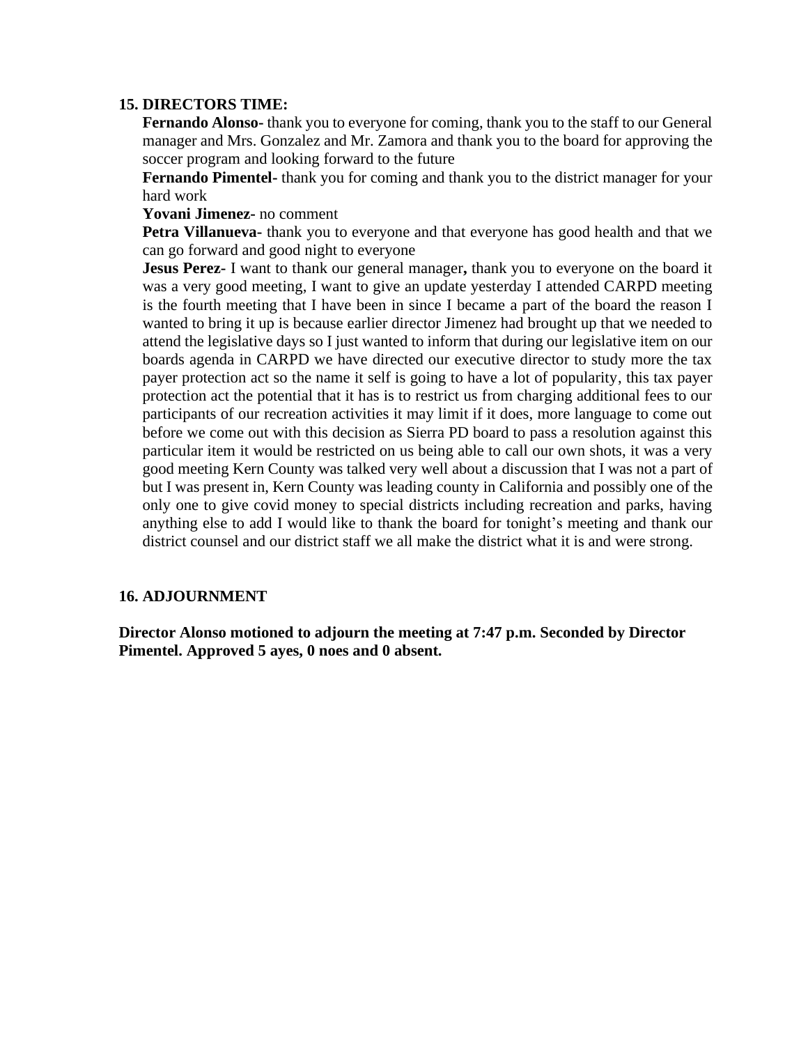**15. DIRECTORS TIME:**

**Fernando Alonso-** thank you to everyone for coming, thank you to the staff to our General manager and Mrs. Gonzalez and Mr. Zamora and thank you to the board for approving the soccer program and looking forward to the future

**Fernando Pimentel-** thank you for coming and thank you to the district manager for your hard work

**Yovani Jimenez-** no comment

**Petra Villanueva-** thank you to everyone and that everyone has good health and that we can go forward and good night to everyone

**Jesus Perez-** I want to thank our general manager**,** thank you to everyone on the board it was a very good meeting, I want to give an update yesterday I attended CARPD meeting is the fourth meeting that I have been in since I became a part of the board the reason I wanted to bring it up is because earlier director Jimenez had brought up that we needed to attend the legislative days so I just wanted to inform that during our legislative item on our boards agenda in CARPD we have directed our executive director to study more the tax payer protection act so the name it self is going to have a lot of popularity, this tax payer protection act the potential that it has is to restrict us from charging additional fees to our participants of our recreation activities it may limit if it does, more language to come out before we come out with this decision as Sierra PD board to pass a resolution against this particular item it would be restricted on us being able to call our own shots, it was a very good meeting Kern County was talked very well about a discussion that I was not a part of but I was present in, Kern County was leading county in California and possibly one of the only one to give covid money to special districts including recreation and parks, having anything else to add I would like to thank the board for tonight's meeting and thank our district counsel and our district staff we all make the district what it is and were strong.

**16. ADJOURNMENT**

**Director Alonso motioned to adjourn the meeting at 7:47 p.m. Seconded by Director Pimentel. Approved 5 ayes, 0 noes and 0 absent.**